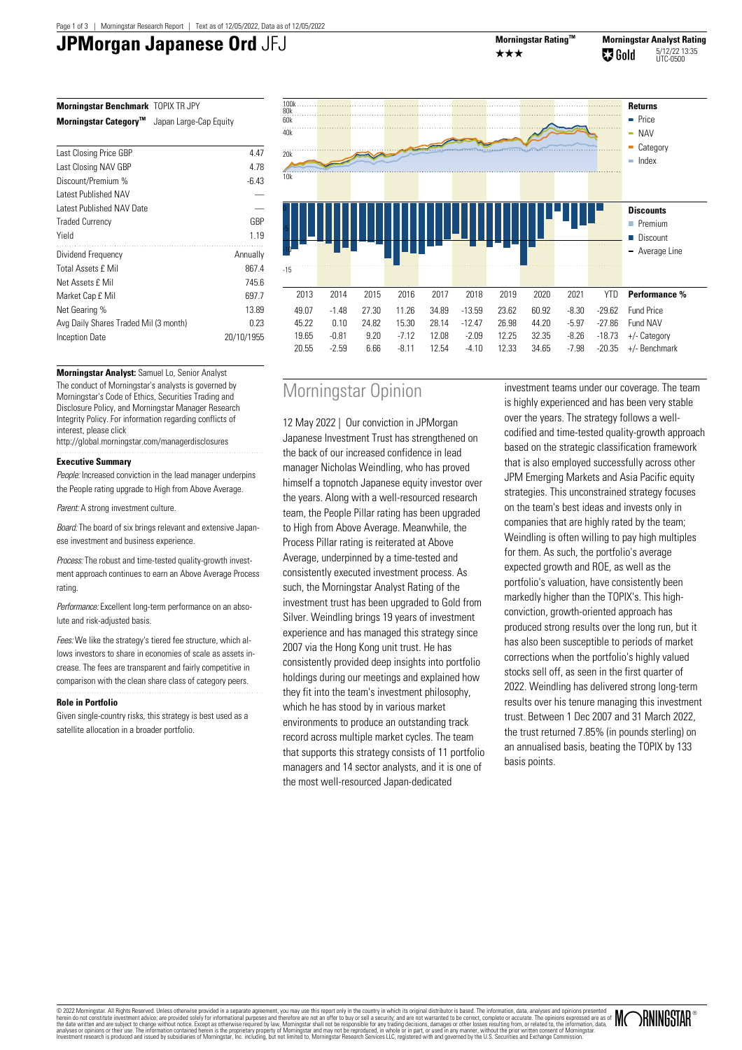# JPMorgan Japanese Ord JFJ

**Morningstar Rating™** ★★★

**Morningstar Analyst Rating** Gold 5/12/22 13:35 UTC-0500

**Morningstar Benchmark** TOPIX TR JPY

**Morningstar Category™** Japan Large-Cap Equity

| | |
|---|---|
| Last Closing Price GBP | 4.47 |
| Last Closing NAV GBP | 4.78 |
| Discount/Premium % | -6.43 |
| Latest Published NAV | — |
| Latest Published NAV Date | — |
| Traded Currency | GBP |
| Yield | 1.19 |
| Dividend Frequency | Annually |
| Total Assets £ Mil | 867.4 |
| Net Assets £ Mil | 745.6 |
| Market Cap £ Mil | 697.7 |
| Net Gearing % | 13.89 |
| Avg Daily Shares Traded Mil (3 month) | 0.23 |
| Inception Date | 20/10/1955 |

| 2013 | 2014 | 2015 | 2016 | 2017 | 2018 | 2019 | 2020 | 2021 | YTD | Performance % |
|---|---|---|---|---|---|---|---|---|---|---|
| 49.07 | -1.48 | 27.30 | 11.26 | 34.89 | -13.59 | 23.62 | 60.92 | -8.30 | -29.62 | Fund Price |
| 45.22 | 0.10 | 24.82 | 15.30 | 28.14 | -12.47 | 26.98 | 44.20 | -5.97 | -27.86 | Fund NAV |
| 19.65 | -0.81 | 9.20 | -7.12 | 12.08 | -2.09 | 12.25 | 32.35 | -8.26 | -18.73 | +/- Category |
| 20.55 | -2.59 | 6.66 | -8.11 | 12.54 | -4.10 | 12.33 | 34.65 | -7.98 | -20.35 | +/- Benchmark |

**Morningstar Analyst:** Samuel Lo, Senior Analyst

The conduct of Morningstar's analysts is governed by Morningstar's Code of Ethics, Securities Trading and Disclosure Policy, and Morningstar Manager Research Integrity Policy. For information regarding conflicts of interest, please click http://global.morningstar.com/managerdisclosures

### Executive Summary

*People:* Increased conviction in the lead manager underpins the People rating upgrade to High from Above Average.

*Parent:* A strong investment culture.

*Board:* The board of six brings relevant and extensive Japanese investment and business experience.

*Process:* The robust and time-tested quality-growth investment approach continues to earn an Above Average Process rating.

*Performance:* Excellent long-term performance on an absolute and risk-adjusted basis.

*Fees:* We like the strategy's tiered fee structure, which allows investors to share in economies of scale as assets increase. The fees are transparent and fairly competitive in comparison with the clean share class of category peers.

### Role in Portfolio

Given single-country risks, this strategy is best used as a satellite allocation in a broader portfolio.

## Morningstar Opinion

12 May 2022 | Our conviction in JPMorgan Japanese Investment Trust has strengthened on the back of our increased confidence in lead manager Nicholas Weindling, who has proved himself a topnotch Japanese equity investor over the years. Along with a well-resourced research team, the People Pillar rating has been upgraded to High from Above Average. Meanwhile, the Process Pillar rating is reiterated at Above Average, underpinned by a time-tested and consistently executed investment process. As such, the Morningstar Analyst Rating of the investment trust has been upgraded to Gold from Silver. Weindling brings 19 years of investment experience and has managed this strategy since 2007 via the Hong Kong unit trust. He has consistently provided deep insights into portfolio holdings during our meetings and explained how they fit into the team's investment philosophy, which he has stood by in various market environments to produce an outstanding track record across multiple market cycles. The team that supports this strategy consists of 11 portfolio managers and 14 sector analysts, and it is one of the most well-resourced Japan-dedicated investment teams under our coverage. The team is highly experienced and has been very stable over the years. The strategy follows a well-codified and time-tested quality-growth approach based on the strategic classification framework that is also employed successfully across other JPM Emerging Markets and Asia Pacific equity strategies. This unconstrained strategy focuses on the team's best ideas and invests only in companies that are highly rated by the team; Weindling is often willing to pay high multiples for them. As such, the portfolio's average expected growth and ROE, as well as the portfolio's valuation, have consistently been markedly higher than the TOPIX's. This high-conviction, growth-oriented approach has produced strong results over the long run, but it has also been susceptible to periods of market corrections when the portfolio's highly valued stocks sell off, as seen in the first quarter of 2022. Weindling has delivered strong long-term results over his tenure managing this investment trust. Between 1 Dec 2007 and 31 March 2022, the trust returned 7.85% (in pounds sterling) on an annualised basis, beating the TOPIX by 133 basis points.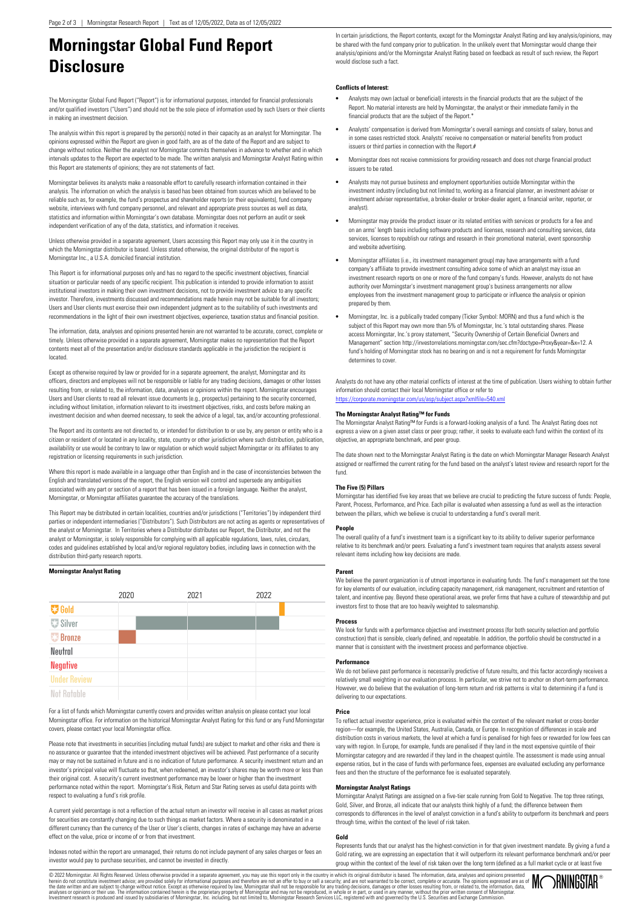# Morningstar Global Fund Report Disclosure

The Morningstar Global Fund Report ("Report") is for informational purposes, intended for financial professionals and/or qualified investors ("Users") and should not be the sole piece of information used by such Users or their clients in making an investment decision.

The analysis within this report is prepared by the person(s) noted in their capacity as an analyst for Morningstar. The opinions expressed within the Report are given in good faith, are as of the date of the Report and are subject to change without notice. Neither the analyst nor Morningstar commits themselves in advance to whether and in which intervals updates to the Report are expected to be made. The written analysis and Morningstar Analyst Rating within this Report are statements of opinions; they are not statements of fact.

Morningstar believes its analysts make a reasonable effort to carefully research information contained in their analysis. The information on which the analysis is based has been obtained from sources which are believed to be reliable such as, for example, the fund's prospectus and shareholder reports (or their equivalents), fund company website, interviews with fund company personnel, and relevant and appropriate press sources as well as data, statistics and information within Morningstar's own database. Morningstar does not perform an audit or seek independent verification of any of the data, statistics, and information it receives.

Unless otherwise provided in a separate agreement, Users accessing this Report may only use it in the country in which the Morningstar distributor is based. Unless stated otherwise, the original distributor of the report is Morningstar Inc., a U.S.A. domiciled financial institution.

This Report is for informational purposes only and has no regard to the specific investment objectives, financial situation or particular needs of any specific recipient. This publication is intended to provide information to assist institutional investors in making their own investment decisions, not to provide investment advice to any specific investor. Therefore, investments discussed and recommendations made herein may not be suitable for all investors; Users and User clients must exercise their own independent judgment as to the suitability of such investments and recommendations in the light of their own investment objectives, experience, taxation status and financial position.

The information, data, analyses and opinions presented herein are not warranted to be accurate, correct, complete or timely. Unless otherwise provided in a separate agreement, Morningstar makes no representation that the Report contents meet all of the presentation and/or disclosure standards applicable in the jurisdiction the recipient is located.

Except as otherwise required by law or provided for in a separate agreement, the analyst, Morningstar and its officers, directors and employees will not be responsible or liable for any trading decisions, damages or other losses resulting from, or related to, the information, data, analyses or opinions within the report. Morningstar encourages Users and User clients to read all relevant issue documents (e.g., prospectus) pertaining to the security concerned, including without limitation, information relevant to its investment objectives, risks, and costs before making an investment decision and when deemed necessary, to seek the advice of a legal, tax, and/or accounting professional.

The Report and its contents are not directed to, or intended for distribution to or use by, any person or entity who is a citizen or resident of or located in any locality, state, country or other jurisdiction where such distribution, publication, availability or use would be contrary to law or regulation or which would subject Morningstar or its affiliates to any registration or licensing requirements in such jurisdiction.

Where this report is made available in a language other than English and in the case of inconsistencies between the English and translated versions of the report, the English version will control and supersede any ambiguities associated with any part or section of a report that has been issued in a foreign language. Neither the analyst, Morningstar, or Morningstar affiliates guarantee the accuracy of the translations.

This Report may be distributed in certain localities, countries and/or jurisdictions ("Territories") by independent third parties or independent intermediaries ("Distributors"). Such Distributors are not acting as agents or representatives of the analyst or Morningstar. In Territories where a Distributor distributes our Report, the Distributor, and not the analyst or Morningstar, is solely responsible for complying with all applicable regulations, laws, rules, circulars, codes and guidelines established by local and/or regional regulatory bodies, including laws in connection with the distribution third-party research reports.

**Morningstar Analyst Rating**

| | 2020 | 2021 | 2022 |
|---|---|---|---|
| Gold | | | |
| Silver | | | |
| Bronze | | | |
| Neutral | | | |
| Negative | | | |
| Under Review | | | |
| Not Ratable | | | |

For a list of funds which Morningstar currently covers and provides written analysis on please contact your local Morningstar office. For information on the historical Morningstar Analyst Rating for this fund or any Fund Morningstar covers, please contact your local Morningstar office.

Please note that investments in securities (including mutual funds) are subject to market and other risks and there is no assurance or guarantee that the intended investment objectives will be achieved. Past performance of a security may or may not be sustained in future and is no indication of future performance. A security investment return and an investor's principal value will fluctuate so that, when redeemed, an investor's shares may be worth more or less than their original cost. A security's current investment performance may be lower or higher than the investment performance noted within the report. Morningstar's Risk, Return and Star Rating serves as useful data points with respect to evaluating a fund's risk profile.

A current yield percentage is not a reflection of the actual return an investor will receive in all cases as market prices for securities are constantly changing due to such things as market factors. Where a security is denominated in a different currency than the currency of the User or User's clients, changes in rates of exchange may have an adverse effect on the value, price or income of or from that investment.

Indexes noted within the report are unmanaged, their returns do not include payment of any sales charges or fees an investor would pay to purchase securities, and cannot be invested in directly.

In certain jurisdictions, the Report contents, except for the Morningstar Analyst Rating and key analysis/opinions, may be shared with the fund company prior to publication. In the unlikely event that Morningstar would change their analysis/opinions and/or the Morningstar Analyst Rating based on feedback as result of such review, the Report would disclose such a fact.

**Conflicts of Interest:**

- Analysts may own (actual or beneficial) interests in the financial products that are the subject of the Report. No material interests are held by Morningstar, the analyst or their immediate family in the financial products that are the subject of the Report.*
- Analysts' compensation is derived from Morningstar's overall earnings and consists of salary, bonus and in some cases restricted stock. Analysts' receive no compensation or material benefits from product issuers or third parties in connection with the Report.#
- Morningstar does not receive commissions for providing research and does not charge financial product issuers to be rated.
- Analysts may not pursue business and employment opportunities outside Morningstar within the investment industry (including but not limited to, working as a financial planner, an investment adviser or investment adviser representative, a broker-dealer or broker-dealer agent, a financial writer, reporter, or analyst).
- Morningstar may provide the product issuer or its related entities with services or products for a fee and on an arms' length basis including software products and licenses, research and consulting services, data services, licenses to republish our ratings and research in their promotional material, event sponsorship and website advertising.
- Morningstar affiliates (i.e., its investment management group) may have arrangements with a fund company's affiliate to provide investment consulting advice some of which an analyst may issue an investment research reports on one or more of the fund company's funds. However, analysts do not have authority over Morningstar's investment management group's business arrangements nor allow employees from the investment management group to participate or influence the analysis or opinion prepared by them.
- Morningstar, Inc. is a publically traded company (Ticker Symbol: MORN) and thus a fund which is the subject of this Report may own more than 5% of Morningstar, Inc.'s total outstanding shares. Please access Morningstar, Inc.'s proxy statement, "Security Ownership of Certain Beneficial Owners and Management" section http://investorrelations.morningstar.com/sec.cfm?doctype=Proxy&year=&x=12. A fund's holding of Morningstar stock has no bearing on and is not a requirement for funds Morningstar determines to cover.

Analysts do not have any other material conflicts of interest at the time of publication. Users wishing to obtain further information should contact their local Morningstar office or refer to https://corporate.morningstar.com/us/asp/subject.aspx?xmlfile=540.xml

**The Morningstar Analyst Rating™ for Funds**

The Morningstar Analyst Rating™ for Funds is a forward-looking analysis of a fund. The Analyst Rating does not express a view on a given asset class or peer group; rather, it seeks to evaluate each fund within the context of its objective, an appropriate benchmark, and peer group.

The date shown next to the Morningstar Analyst Rating is the date on which Morningstar Manager Research Analyst assigned or reaffirmed the current rating for the fund based on the analyst's latest review and research report for the fund.

**The Five (5) Pillars**

Morningstar has identified five key areas that we believe are crucial to predicting the future success of funds: People, Parent, Process, Performance, and Price. Each pillar is evaluated when assessing a fund as well as the interaction between the pillars, which we believe is crucial to understanding a fund's overall merit.

**People**

The overall quality of a fund's investment team is a significant key to its ability to deliver superior performance relative to its benchmark and/or peers. Evaluating a fund's investment team requires that analysts assess several relevant items including how key decisions are made.

**Parent**

We believe the parent organization is of utmost importance in evaluating funds. The fund's management set the tone for key elements of our evaluation, including capacity management, risk management, recruitment and retention of talent, and incentive pay. Beyond these operational areas, we prefer firms that have a culture of stewardship and put investors first to those that are too heavily weighted to salesmanship.

**Process**

We look for funds with a performance objective and investment process (for both security selection and portfolio construction) that is sensible, clearly defined, and repeatable. In addition, the portfolio should be constructed in a manner that is consistent with the investment process and performance objective.

**Performance**

We do not believe past performance is necessarily predictive of future results, and this factor accordingly receives a relatively small weighting in our evaluation process. In particular, we strive not to anchor on short-term performance. However, we do believe that the evaluation of long-term return and risk patterns is vital to determining if a fund is delivering to our expectations.

**Price**

To reflect actual investor experience, price is evaluated within the context of the relevant market or cross-border region—for example, the United States, Australia, Canada, or Europe. In recognition of differences in scale and distribution costs in various markets, the level at which a fund is penalised for high fees or rewarded for low fees can vary with region. In Europe, for example, funds are penalised if they land in the most expensive quintile of their Morningstar category and are rewarded if they land in the cheapest quintile. The assessment is made using annual expense ratios, but in the case of funds with performance fees, expenses are evaluated excluding any performance fees and then the structure of the performance fee is evaluated separately.

**Morningstar Analyst Ratings**

Morningstar Analyst Ratings are assigned on a five-tier scale running from Gold to Negative. The top three ratings, Gold, Silver, and Bronze, all indicate that our analysts think highly of a fund; the difference between them corresponds to differences in the level of analyst conviction in a fund's ability to outperform its benchmark and peers through time, within the context of the level of risk taken.

**Gold**

Represents funds that our analyst has the highest-conviction in for that given investment mandate. By giving a fund a Gold rating, we are expressing an expectation that it will outperform its relevant performance benchmark and/or peer group within the context of the level of risk taken over the long term (defined as a full market cycle or at least five

© 2022 Morningstar. All Rights Reserved. Unless otherwise provided in a separate agreement, you may use this report only in the country in which its original distributor is based. The information, data, analyses and opinions presented herein do not constitute investment advice; are provided solely for informational purposes and therefore are not an offer to buy or sell a security; and are not warranted to be correct, complete or accurate. The opinions expressed are as of the date written and are subject to change without notice. Except as otherwise required by law, Morningstar shall not be responsible for any trading decisions, damages or other losses resulting from, or related to, the information, data, analyses or opinions or their use. The information contained herein is the proprietary property of Morningstar and may not be reproduced, in whole or in part, or used in any manner, without the prior written consent of Morningstar. Investment research is produced and issued by subsidiaries of Morningstar, Inc. including, but not limited to, Morningstar Research Services LLC, registered with and governed by the U.S. Securities and Exchange Commission.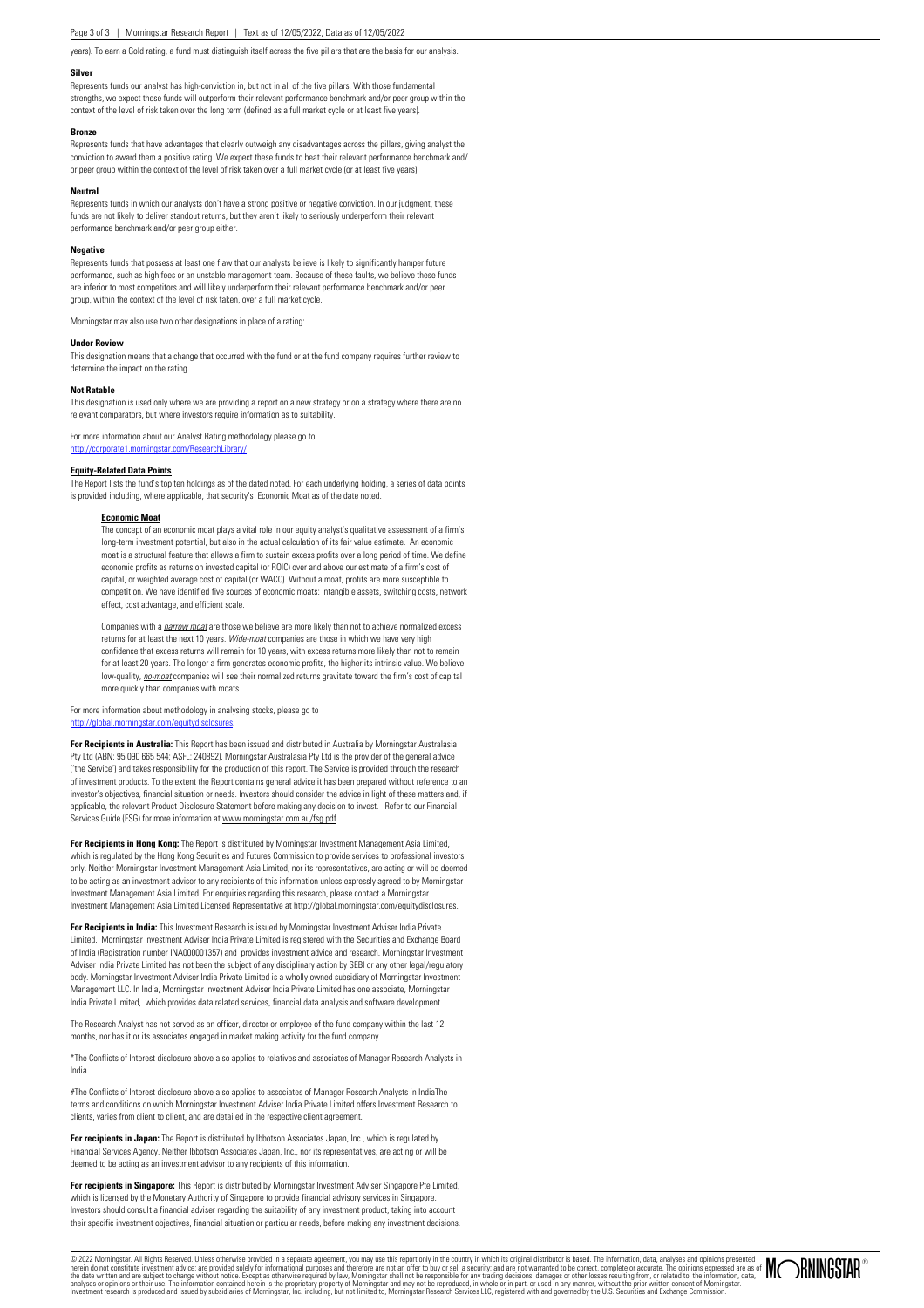years). To earn a Gold rating, a fund must distinguish itself across the five pillars that are the basis for our analysis.

**Silver**

Represents funds our analyst has high-conviction in, but not in all of the five pillars. With those fundamental strengths, we expect these funds will outperform their relevant performance benchmark and/or peer group within the context of the level of risk taken over the long term (defined as a full market cycle or at least five years).

**Bronze**

Represents funds that have advantages that clearly outweigh any disadvantages across the pillars, giving analyst the conviction to award them a positive rating. We expect these funds to beat their relevant performance benchmark and/or peer group within the context of the level of risk taken over a full market cycle (or at least five years).

**Neutral**

Represents funds in which our analysts don't have a strong positive or negative conviction. In our judgment, these funds are not likely to deliver standout returns, but they aren't likely to seriously underperform their relevant performance benchmark and/or peer group either.

**Negative**

Represents funds that possess at least one flaw that our analysts believe is likely to significantly hamper future performance, such as high fees or an unstable management team. Because of these faults, we believe these funds are inferior to most competitors and will likely underperform their relevant performance benchmark and/or peer group, within the context of the level of risk taken, over a full market cycle.

Morningstar may also use two other designations in place of a rating:

**Under Review**

This designation means that a change that occurred with the fund or at the fund company requires further review to determine the impact on the rating.

**Not Ratable**

This designation is used only where we are providing a report on a new strategy or on a strategy where there are no relevant comparators, but where investors require information as to suitability.

For more information about our Analyst Rating methodology please go to
http://corporate1.morningstar.com/ResearchLibrary/

**Equity-Related Data Points**

The Report lists the fund's top ten holdings as of the dated noted. For each underlying holding, a series of data points is provided including, where applicable, that security's Economic Moat as of the date noted.

**Economic Moat**

The concept of an economic moat plays a vital role in our equity analyst's qualitative assessment of a firm's long-term investment potential, but also in the actual calculation of its fair value estimate. An economic moat is a structural feature that allows a firm to sustain excess profits over a long period of time. We define economic profits as returns on invested capital (or ROIC) over and above our estimate of a firm's cost of capital, or weighted average cost of capital (or WACC). Without a moat, profits are more susceptible to competition. We have identified five sources of economic moats: intangible assets, switching costs, network effect, cost advantage, and efficient scale.

Companies with a *narrow moat* are those we believe are more likely than not to achieve normalized excess returns for at least the next 10 years. *Wide-moat* companies are those in which we have very high confidence that excess returns will remain for 10 years, with excess returns more likely than not to remain for at least 20 years. The longer a firm generates economic profits, the higher its intrinsic value. We believe low-quality, *no-moat* companies will see their normalized returns gravitate toward the firm's cost of capital more quickly than companies with moats.

For more information about methodology in analysing stocks, please go to
http://global.morningstar.com/equitydisclosures.

**For Recipients in Australia:** This Report has been issued and distributed in Australia by Morningstar Australasia Pty Ltd (ABN: 95 090 665 544; ASFL: 240892). Morningstar Australasia Pty Ltd is the provider of the general advice ('the Service') and takes responsibility for the production of this report. The Service is provided through the research of investment products. To the extent the Report contains general advice it has been prepared without reference to an investor's objectives, financial situation or needs. Investors should consider the advice in light of these matters and, if applicable, the relevant Product Disclosure Statement before making any decision to invest. Refer to our Financial Services Guide (FSG) for more information at www.morningstar.com.au/fsg.pdf.

**For Recipients in Hong Kong:** The Report is distributed by Morningstar Investment Management Asia Limited, which is regulated by the Hong Kong Securities and Futures Commission to provide services to professional investors only. Neither Morningstar Investment Management Asia Limited, nor its representatives, are acting or will be deemed to be acting as an investment advisor to any recipients of this information unless expressly agreed to by Morningstar Investment Management Asia Limited. For enquiries regarding this research, please contact a Morningstar Investment Management Asia Limited Licensed Representative at http://global.morningstar.com/equitydisclosures.

**For Recipients in India:** This Investment Research is issued by Morningstar Investment Adviser India Private Limited. Morningstar Investment Adviser India Private Limited is registered with the Securities and Exchange Board of India (Registration number INA000001357) and provides investment advice and research. Morningstar Investment Adviser India Private Limited has not been the subject of any disciplinary action by SEBI or any other legal/regulatory body. Morningstar Investment Adviser India Private Limited is a wholly owned subsidiary of Morningstar Investment Management LLC. In India, Morningstar Investment Adviser India Private Limited has one associate, Morningstar India Private Limited, which provides data related services, financial data analysis and software development.

The Research Analyst has not served as an officer, director or employee of the fund company within the last 12 months, nor has it or its associates engaged in market making activity for the fund company.

*The Conflicts of Interest disclosure above also applies to relatives and associates of Manager Research Analysts in India

#The Conflicts of Interest disclosure above also applies to associates of Manager Research Analysts in IndiaThe terms and conditions on which Morningstar Investment Adviser India Private Limited offers Investment Research to clients, varies from client to client, and are detailed in the respective client agreement.

**For recipients in Japan:** The Report is distributed by Ibbotson Associates Japan, Inc., which is regulated by Financial Services Agency. Neither Ibbotson Associates Japan, Inc., nor its representatives, are acting or will be deemed to be acting as an investment advisor to any recipients of this information.

**For recipients in Singapore:** This Report is distributed by Morningstar Investment Adviser Singapore Pte Limited, which is licensed by the Monetary Authority of Singapore to provide financial advisory services in Singapore. Investors should consult a financial adviser regarding the suitability of any investment product, taking into account their specific investment objectives, financial situation or particular needs, before making any investment decisions.

© 2022 Morningstar. All Rights Reserved. Unless otherwise provided in a separate agreement, you may use this report only in the country in which its original distributor is based. The information, data, analyses and opinions presented herein do not constitute investment advice; are provided solely for informational purposes and therefore are not an offer to buy or sell a security; and are not warranted to be correct, complete or accurate. The opinions expressed are as of the date written and are subject to change without notice. Except as otherwise required by law, Morningstar shall not be responsible for any trading decisions, damages or other losses resulting from, or related to, the information, data, analyses or opinions or their use. The information contained herein is the proprietary property of Morningstar and may not be reproduced, in whole or in part, or used in any manner, without the prior written consent of Morningstar. Investment research is produced and issued by subsidiaries of Morningstar, Inc. including, but not limited to, Morningstar Research Services LLC, registered with and governed by the U.S. Securities and Exchange Commission.